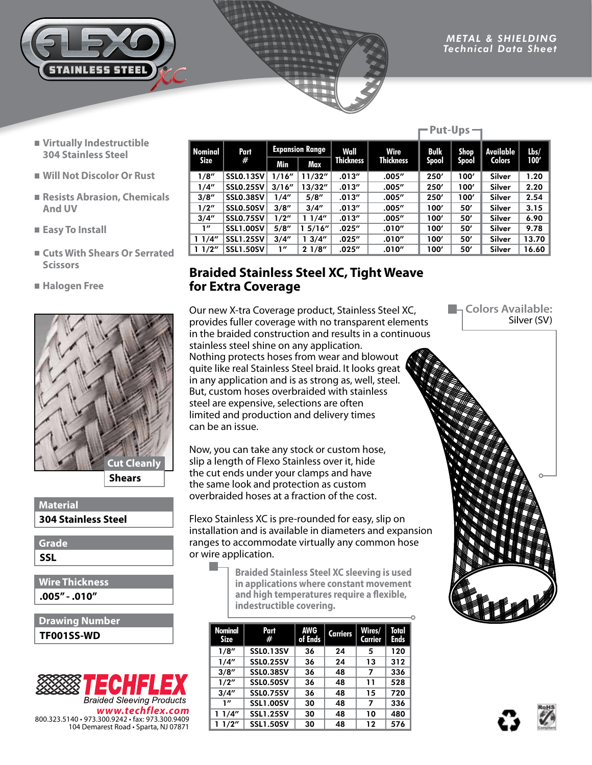FLEXO STAINLESS STEEL XC

METAL & SHIELDING
Technical Data Sheet

- Virtually Indestructible 304 Stainless Steel
- Will Not Discolor Or Rust
- Resists Abrasion, Chemicals And UV
- Easy To Install
- Cuts With Shears Or Serrated Scissors
- Halogen Free

| Nominal Size | Part # | Expansion Range | | Wall Thickness | Wire Thickness | Put-Ups | | Available Colors | Lbs/ 100′ |
|---|---|---|---|---|---|---|---|---|---|
| | | Min | Max | | | Bulk Spool | Shop Spool | | |
| 1/8″ | SSL0.13SV | 1/16″ | 11/32″ | .013″ | .005″ | 250′ | 100′ | Silver | 1.20 |
| 1/4″ | SSL0.25SV | 3/16″ | 13/32″ | .013″ | .005″ | 250′ | 100′ | Silver | 2.20 |
| 3/8″ | SSL0.38SV | 1/4″ | 5/8″ | .013″ | .005″ | 250′ | 100′ | Silver | 2.54 |
| 1/2″ | SSL0.50SV | 3/8″ | 3/4″ | .013″ | .005″ | 100′ | 50′ | Silver | 3.15 |
| 3/4″ | SSL0.75SV | 1/2″ | 1 1/4″ | .013″ | .005″ | 100′ | 50′ | Silver | 6.90 |
| 1″ | SSL1.00SV | 5/8″ | 1 5/16″ | .025″ | .010″ | 100′ | 50′ | Silver | 9.78 |
| 1 1/4″ | SSL1.25SV | 3/4″ | 1 3/4″ | .025″ | .010″ | 100′ | 50′ | Silver | 13.70 |
| 1 1/2″ | SSL1.50SV | 1″ | 2 1/8″ | .025″ | .010″ | 100′ | 50′ | Silver | 16.60 |

## Braided Stainless Steel XC, Tight Weave for Extra Coverage

Our new X-tra Coverage product, Stainless Steel XC, provides fuller coverage with no transparent elements in the braided construction and results in a continuous stainless steel shine on any application. Nothing protects hoses from wear and blowout quite like real Stainless Steel braid. It looks great in any application and is as strong as, well, steel. But, custom hoses overbraided with stainless steel are expensive, selections are often limited and production and delivery times can be an issue.

Now, you can take any stock or custom hose, slip a length of Flexo Stainless over it, hide the cut ends under your clamps and have the same look and protection as custom overbraided hoses at a fraction of the cost.

Flexo Stainless XC is pre-rounded for easy, slip on installation and is available in diameters and expansion ranges to accommodate virtually any common hose or wire application.

**Colors Available:**
Silver (SV)

**Braided Stainless Steel XC sleeving is used in applications where constant movement and high temperatures require a flexible, indestructible covering.**

Cut Cleanly
**Shears**

**Material**
**304 Stainless Steel**

**Grade**
**SSL**

**Wire Thickness**
**.005″ - .010″**

**Drawing Number**
**TF001SS-WD**

| Nominal Size | Part # | AWG of Ends | Carriers | Wires/ Carrier | Total Ends |
|---|---|---|---|---|---|
| 1/8″ | SSL0.13SV | 36 | 24 | 5 | 120 |
| 1/4″ | SSL0.25SV | 36 | 24 | 13 | 312 |
| 3/8″ | SSL0.38SV | 36 | 48 | 7 | 336 |
| 1/2″ | SSL0.50SV | 36 | 48 | 11 | 528 |
| 3/4″ | SSL0.75SV | 36 | 48 | 15 | 720 |
| 1″ | SSL1.00SV | 30 | 48 | 7 | 336 |
| 1 1/4″ | SSL1.25SV | 30 | 48 | 10 | 480 |
| 1 1/2″ | SSL1.50SV | 30 | 48 | 12 | 576 |

TECHFLEX
Braided Sleeving Products
www.techflex.com
800.323.5140 • 973.300.9242 • fax: 973.300.9409
104 Demarest Road • Sparta, NJ 07871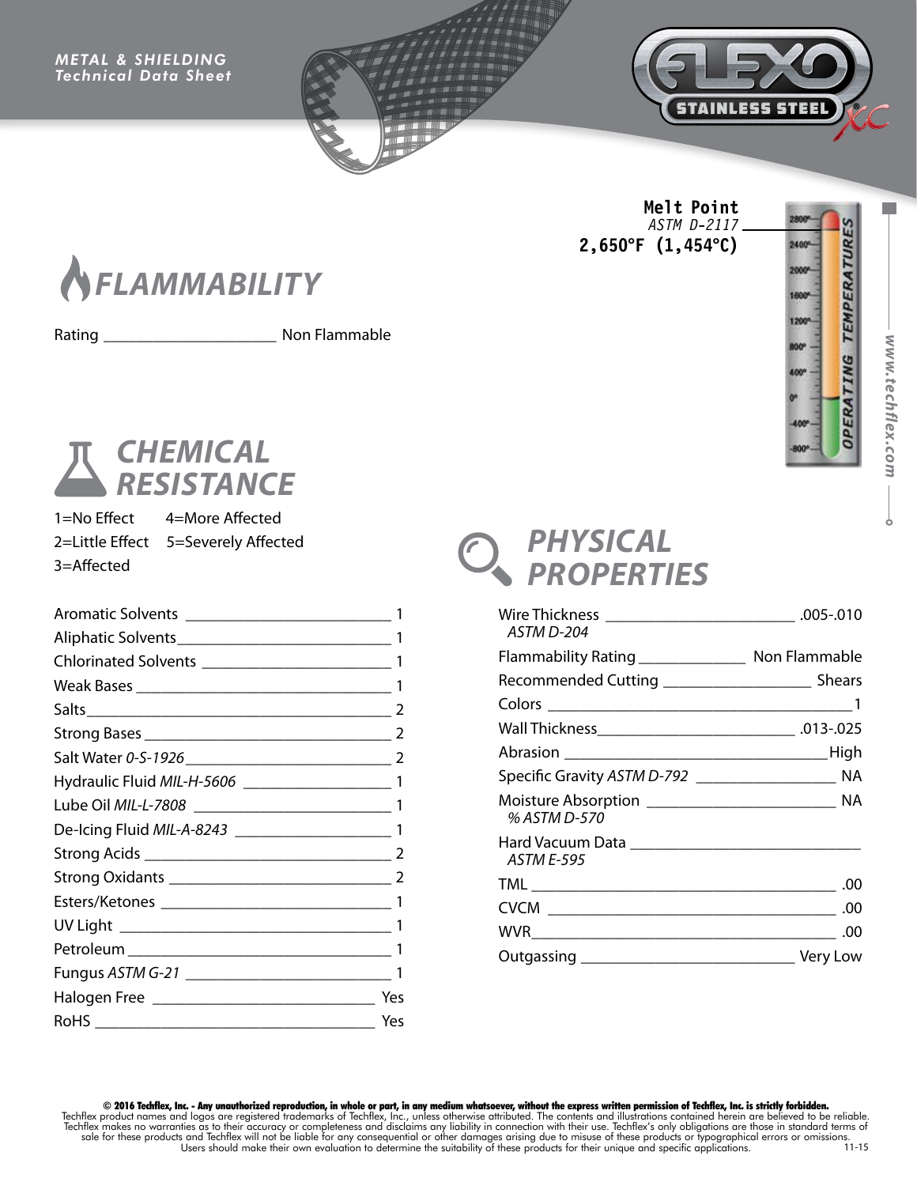METAL & SHIELDING
*Technical Data Sheet*

FLEXO STAINLESS STEEL XC

**Melt Point**
*ASTM D-2117*
**2,650°F (1,454°C)**

OPERATING TEMPERATURES

2800°
2400°
2000°
1600°
1200°
800°
400°
0°
-400°
-800°

www.techflex.com

## FLAMMABILITY

Rating ______________________ Non Flammable

## CHEMICAL RESISTANCE

1=No Effect 4=More Affected
2=Little Effect 5=Severely Affected
3=Affected

| | |
|---|---|
| Aromatic Solvents | 1 |
| Aliphatic Solvents | 1 |
| Chlorinated Solvents | 1 |
| Weak Bases | 1 |
| Salts | 2 |
| Strong Bases | 2 |
| Salt Water *0-S-1926* | 2 |
| Hydraulic Fluid *MIL-H-5606* | 1 |
| Lube Oil *MIL-L-7808* | 1 |
| De-Icing Fluid *MIL-A-8243* | 1 |
| Strong Acids | 2 |
| Strong Oxidants | 2 |
| Esters/Ketones | 1 |
| UV Light | 1 |
| Petroleum | 1 |
| Fungus *ASTM G-21* | 1 |
| Halogen Free | Yes |
| RoHS | Yes |

## PHYSICAL PROPERTIES

| | |
|---|---|
| Wire Thickness *ASTM D-204* | .005-.010 |
| Flammability Rating | Non Flammable |
| Recommended Cutting | Shears |
| Colors | 1 |
| Wall Thickness | .013-.025 |
| Abrasion | High |
| Specific Gravity *ASTM D-792* | NA |
| Moisture Absorption *% ASTM D-570* | NA |
| Hard Vacuum Data *ASTM E-595* | |
| TML | .00 |
| CVCM | .00 |
| WVR | .00 |
| Outgassing | Very Low |

**© 2016 Techflex, Inc. - Any unauthorized reproduction, in whole or part, in any medium whatsoever, without the express written permission of Techflex, Inc. is strictly forbidden.**
Techflex product names and logos are registered trademarks of Techflex, Inc., unless otherwise attributed. The contents and illustrations contained herein are believed to be reliable. Techflex makes no warranties as to their accuracy or completeness and disclaims any liability in connection with their use. Techflex's only obligations are those in standard terms of sale for these products and Techflex will not be liable for any consequential or other damages arising due to misuse of these products or typographical errors or omissions. Users should make their own evaluation to determine the suitability of these products for their unique and specific applications. 11-15